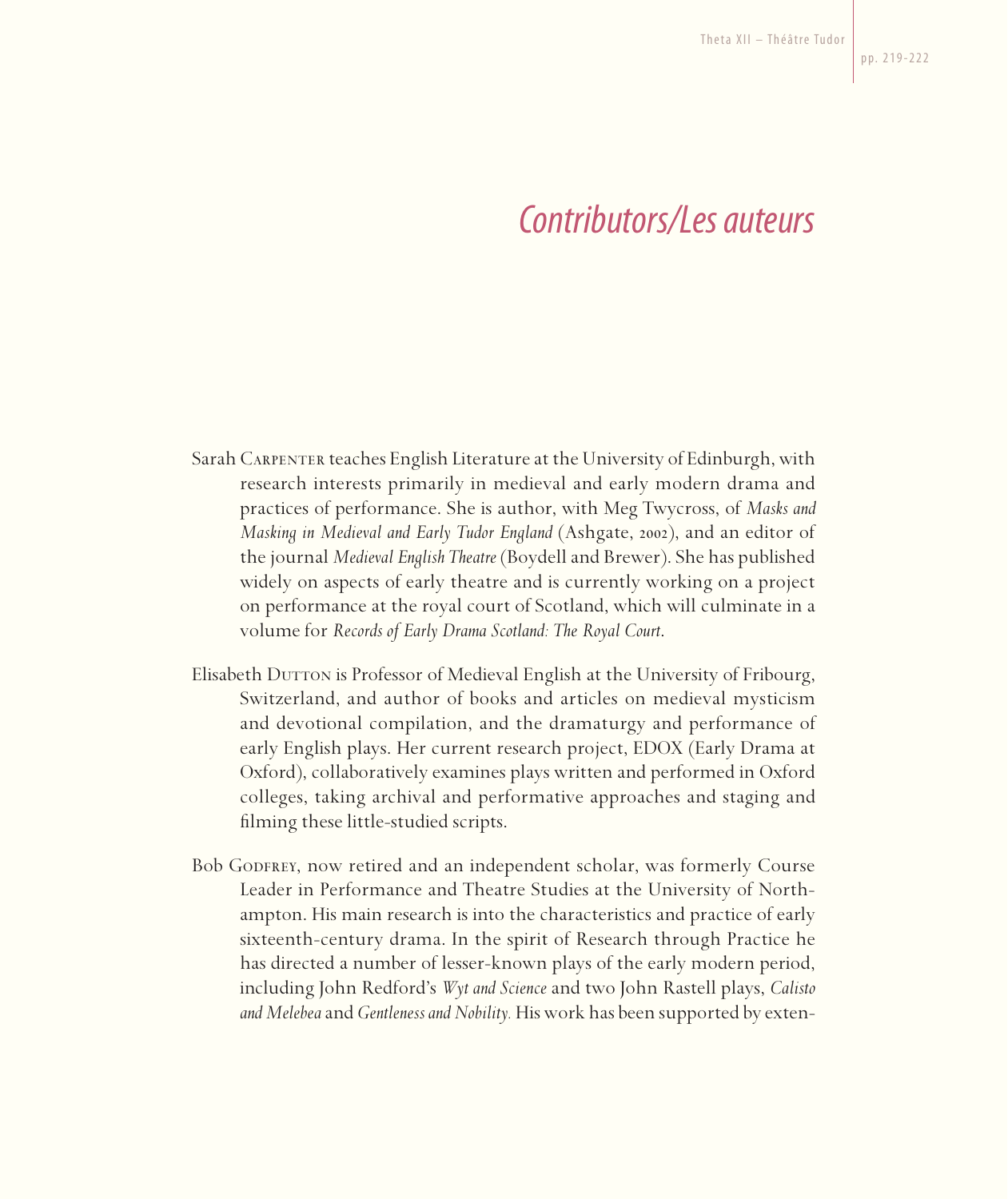# *Contributors/Les auteurs*

Sarah Carpenter teaches English Literature at the University of Edinburgh, with research interests primarily in medieval and early modern drama and practices of performance. She is author, with Meg Twycross, of *Masks and Masking in Medieval and Early Tudor England* (Ashgate, 2002), and an editor of the journal *Medieval English Theatre* (Boydell and Brewer). She has published widely on aspects of early theatre and is currently working on a project on performance at the royal court of Scotland, which will culminate in a volume for *Records of Early Drama Scotland: The Royal Court*.

Elisabeth Dutton is Professor of Medieval English at the University of Fribourg, Switzerland, and author of books and articles on medieval mysticism and devotional compilation, and the dramaturgy and performance of early English plays. Her current research project, EDOX (Early Drama at Oxford), collaboratively examines plays written and performed in Oxford colleges, taking archival and performative approaches and staging and filming these little-studied scripts.

Bob Godfrey, now retired and an independent scholar, was formerly Course Leader in Performance and Theatre Studies at the University of Northampton. His main research is into the characteristics and practice of early sixteenth-century drama. In the spirit of Research through Practice he has directed a number of lesser-known plays of the early modern period, including John Redford's *Wyt and Science* and two John Rastell plays, *Calisto and Melebea* and *Gentleness and Nobility.* His work has been supported by exten-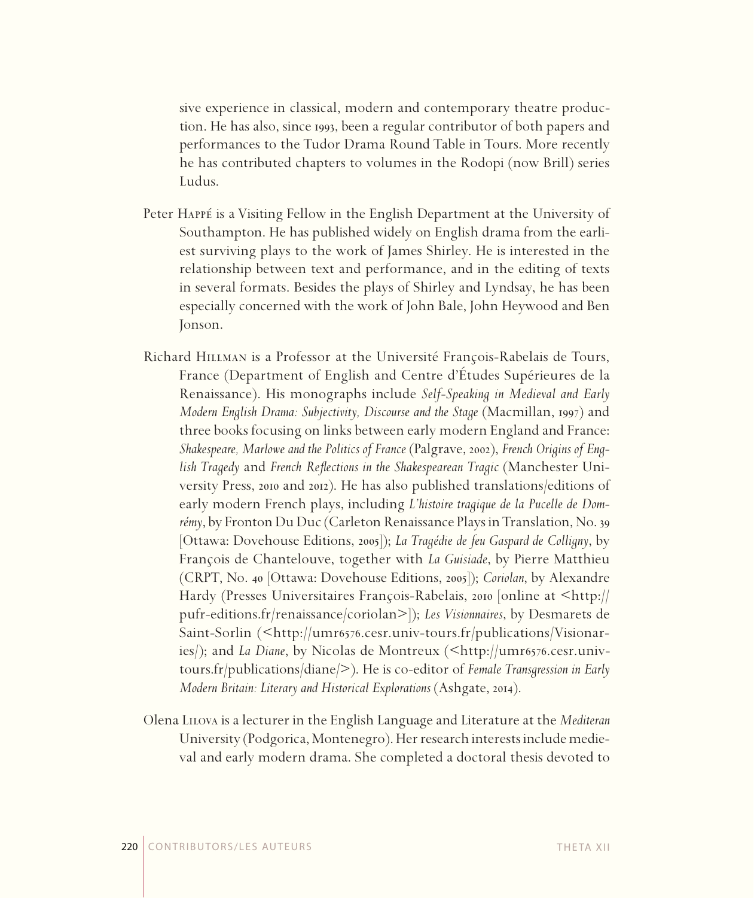sive experience in classical, modern and contemporary theatre production. He has also, since 1993, been a regular contributor of both papers and performances to the Tudor Drama Round Table in Tours. More recently he has contributed chapters to volumes in the Rodopi (now Brill) series Ludus.

Peter Happé is a Visiting Fellow in the English Department at the University of Southampton. He has published widely on English drama from the earliest surviving plays to the work of James Shirley. He is interested in the relationship between text and performance, and in the editing of texts in several formats. Besides the plays of Shirley and Lyndsay, he has been especially concerned with the work of John Bale, John Heywood and Ben Jonson.

Richard Hillman is a Professor at the Université François-Rabelais de Tours, France (Department of English and Centre d'Études Supérieures de la Renaissance). His monographs include *Self-Speaking in Medieval and Early Modern English Drama: Subjectivity, Discourse and the Stage* (Macmillan, 1997) and three books focusing on links between early modern England and France: *Shakespeare, Marlowe and the Politics of France* (Palgrave, 2002), *French Origins of English Tragedy* and *French Reflections in the Shakespearean Tragic* (Manchester University Press, 2010 and 2012). He has also published translations/editions of early modern French plays, including *L'histoire tragique de la Pucelle de Domrémy*, by Fronton Du Duc (Carleton Renaissance Plays in Translation, No. 39 [Ottawa: Dovehouse Editions, 2005]); *La Tragédie de feu Gaspard de Colligny*, by François de Chantelouve, together with *La Guisiade*, by Pierre Matthieu (CRPT, No. 40 [Ottawa: Dovehouse Editions, 2005]); *Coriolan*, by Alexandre Hardy (Presses Universitaires François-Rabelais, 2010 [online at <http://pufr-editions.fr/renaissance/coriolan>]); *Les Visionnaires*, by Desmarets de Saint-Sorlin (<http://umr6576.cesr.univ-tours.fr/publications/Visionaries/); and *La Diane*, by Nicolas de Montreux (<http://umr6576.cesr.univ-tours.fr/publications/diane/>). He is co-editor of *Female Transgression in Early Modern Britain: Literary and Historical Explorations* (Ashgate, 2014).

Olena Lilova is a lecturer in the English Language and Literature at the *Mediteran* University (Podgorica, Montenegro). Her research interests include medieval and early modern drama. She completed a doctoral thesis devoted to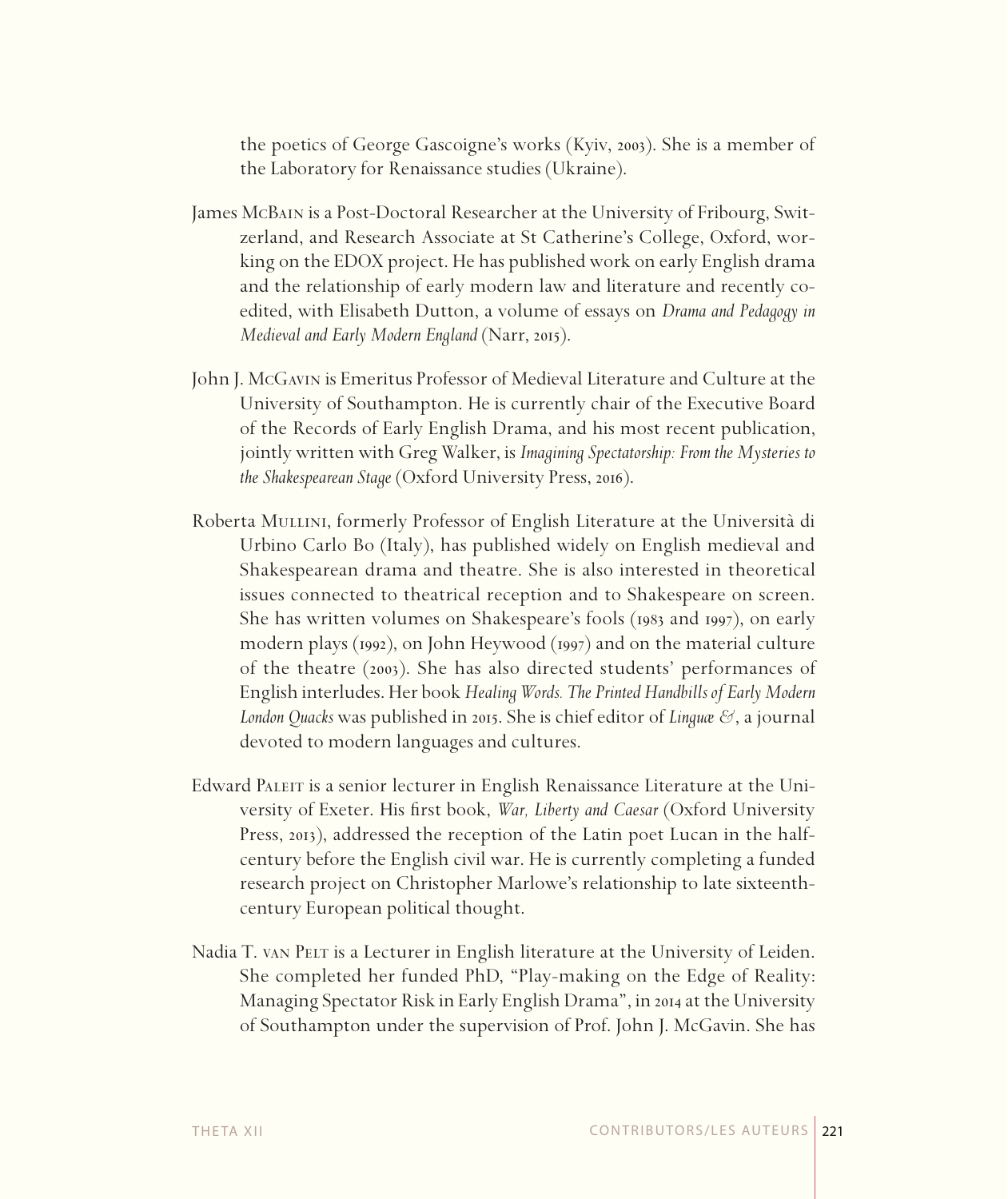the poetics of George Gascoigne's works (Kyiv, 2003). She is a member of the Laboratory for Renaissance studies (Ukraine).

James McBain is a Post-Doctoral Researcher at the University of Fribourg, Switzerland, and Research Associate at St Catherine's College, Oxford, working on the EDOX project. He has published work on early English drama and the relationship of early modern law and literature and recently co-edited, with Elisabeth Dutton, a volume of essays on *Drama and Pedagogy in Medieval and Early Modern England* (Narr, 2015).

John J. McGavin is Emeritus Professor of Medieval Literature and Culture at the University of Southampton. He is currently chair of the Executive Board of the Records of Early English Drama, and his most recent publication, jointly written with Greg Walker, is *Imagining Spectatorship: From the Mysteries to the Shakespearean Stage* (Oxford University Press, 2016).

Roberta Mullini, formerly Professor of English Literature at the Università di Urbino Carlo Bo (Italy), has published widely on English medieval and Shakespearean drama and theatre. She is also interested in theoretical issues connected to theatrical reception and to Shakespeare on screen. She has written volumes on Shakespeare's fools (1983 and 1997), on early modern plays (1992), on John Heywood (1997) and on the material culture of the theatre (2003). She has also directed students' performances of English interludes. Her book *Healing Words. The Printed Handbills of Early Modern London Quacks* was published in 2015. She is chief editor of *Linguæ &*, a journal devoted to modern languages and cultures.

Edward Paleit is a senior lecturer in English Renaissance Literature at the University of Exeter. His first book, *War, Liberty and Caesar* (Oxford University Press, 2013), addressed the reception of the Latin poet Lucan in the half-century before the English civil war. He is currently completing a funded research project on Christopher Marlowe's relationship to late sixteenth-century European political thought.

Nadia T. van Pelt is a Lecturer in English literature at the University of Leiden. She completed her funded PhD, "Play-making on the Edge of Reality: Managing Spectator Risk in Early English Drama", in 2014 at the University of Southampton under the supervision of Prof. John J. McGavin. She has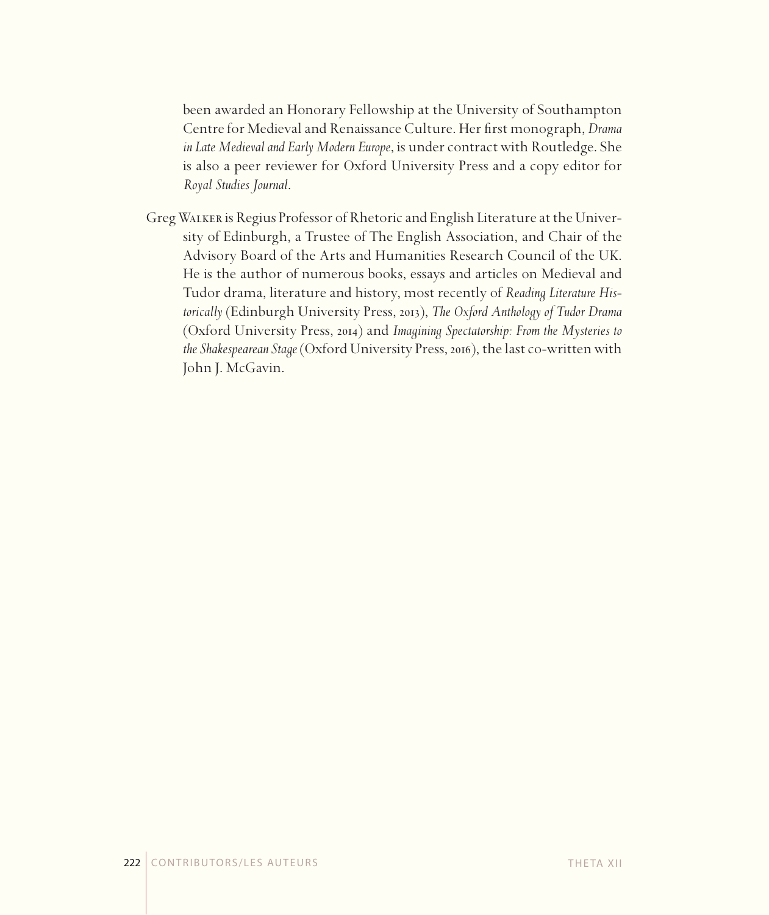been awarded an Honorary Fellowship at the University of Southampton Centre for Medieval and Renaissance Culture. Her first monograph, *Drama in Late Medieval and Early Modern Europe*, is under contract with Routledge. She is also a peer reviewer for Oxford University Press and a copy editor for *Royal Studies Journal*.

Greg Walker is Regius Professor of Rhetoric and English Literature at the University of Edinburgh, a Trustee of The English Association, and Chair of the Advisory Board of the Arts and Humanities Research Council of the UK. He is the author of numerous books, essays and articles on Medieval and Tudor drama, literature and history, most recently of *Reading Literature Historically* (Edinburgh University Press, 2013), *The Oxford Anthology of Tudor Drama* (Oxford University Press, 2014) and *Imagining Spectatorship: From the Mysteries to the Shakespearean Stage* (Oxford University Press, 2016), the last co-written with John J. McGavin.